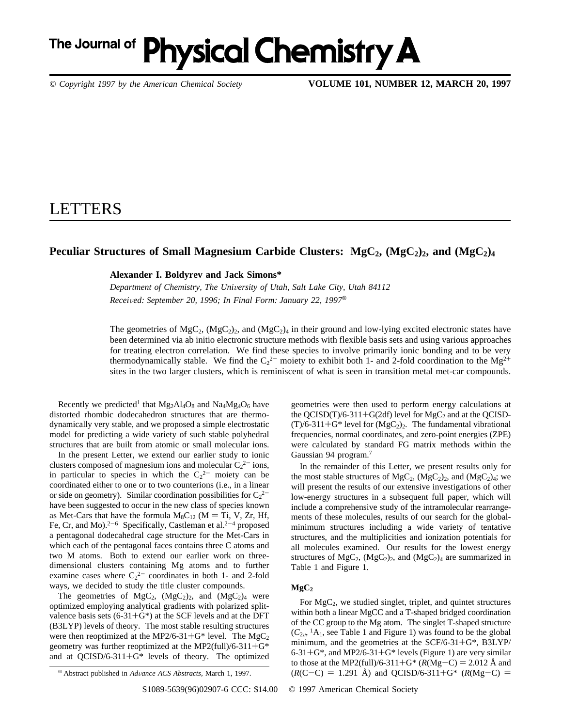# LETTERS

## Peculiar Structures of Small Magnesium Carbide Clusters: $MgC_2$, $(MgC_2)_2$, and $(MgC_2)_4$

**Alexander I. Boldyrev and Jack Simons***

*Department of Chemistry, The University of Utah, Salt Lake City, Utah 84112*

*Received: September 20, 1996; In Final Form: January 22, 1997*[⊗]

The geometries of $MgC_2$, $(MgC_2)_2$, and $(MgC_2)_4$ in their ground and low-lying excited electronic states have been determined via ab initio electronic structure methods with flexible basis sets and using various approaches for treating electron correlation. We find these species to involve primarily ionic bonding and to be very thermodynamically stable. We find the $C_2^{2-}$ moiety to exhibit both 1- and 2-fold coordination to the $Mg^{2+}$ sites in the two larger clusters, which is reminiscent of what is seen in transition metal met-car compounds.

Recently we predicted[1] that $Mg_2Al_4O_8$ and $Na_4Mg_4O_6$ have distorted rhombic dodecahedron structures that are thermodynamically very stable, and we proposed a simple electrostatic model for predicting a wide variety of such stable polyhedral structures that are built from atomic or small molecular ions.

In the present Letter, we extend our earlier study to ionic clusters composed of magnesium ions and molecular $C_2^{2-}$ ions, in particular to species in which the $C_2^{2-}$ moiety can be coordinated either to one or to two counterions (i.e., in a linear or side on geometry). Similar coordination possibilities for $C_2^{2-}$ have been suggested to occur in the new class of species known as Met-Cars that have the formula $M_8C_{12}$ (M = Ti, V, Zr, Hf, Fe, Cr, and Mo).[2-6] Specifically, Castleman et al.[2-4] proposed a pentagonal dodecahedral cage structure for the Met-Cars in which each of the pentagonal faces contains three C atoms and two M atoms. Both to extend our earlier work on three-dimensional clusters containing Mg atoms and to further examine cases where $C_2^{2-}$ coordinates in both 1- and 2-fold ways, we decided to study the title cluster compounds.

The geometries of $MgC_2$, $(MgC_2)_2$, and $(MgC_2)_4$ were optimized employing analytical gradients with polarized split-valence basis sets (6-31+G*) at the SCF levels and at the DFT (B3LYP) levels of theory. The most stable resulting structures were then reoptimized at the MP2/6-31+G* level. The $MgC_2$ geometry was further reoptimized at the MP2(full)/6-311+G* and at QCISD/6-311+G* levels of theory. The optimized geometries were then used to perform energy calculations at the QCISD(T)/6-311+G(2df) level for $MgC_2$ and at the QCISD(T)/6-311+G* level for $(MgC_2)_2$. The fundamental vibrational frequencies, normal coordinates, and zero-point energies (ZPE) were calculated by standard FG matrix methods within the Gaussian 94 program.[7]

In the remainder of this Letter, we present results only for the most stable structures of $MgC_2$, $(MgC_2)_2$, and $(MgC_2)_4$; we will present the results of our extensive investigations of other low-energy structures in a subsequent full paper, which will include a comprehensive study of the intramolecular rearrangements of these molecules, results of our search for the global-minimum structures including a wide variety of tentative structures, and the multiplicities and ionization potentials for all molecules examined. Our results for the lowest energy structures of $MgC_2$, $(MgC_2)_2$, and $(MgC_2)_4$ are summarized in Table 1 and Figure 1.

### $MgC_2$

For $MgC_2$, we studied singlet, triplet, and quintet structures within both a linear MgCC and a T-shaped bridged coordination of the CC group to the Mg atom. The singlet T-shaped structure ($C_{2v}$, $^1A_1$, see Table 1 and Figure 1) was found to be the global minimum, and the geometries at the SCF/6-31+G*, B3LYP/6-31+G*, and MP2/6-31+G* levels (Figure 1) are very similar to those at the MP2(full)/6-311+G* ($R$(Mg−C) = 2.012 Å and ($R$(C−C) = 1.291 Å) and QCISD/6-311+G* ($R$(Mg−C) =

[⊗] Abstract published in *Advance ACS Abstracts*, March 1, 1997.

S1089-5639(96)02907-6 CCC: $14.00 © 1997 American Chemical Society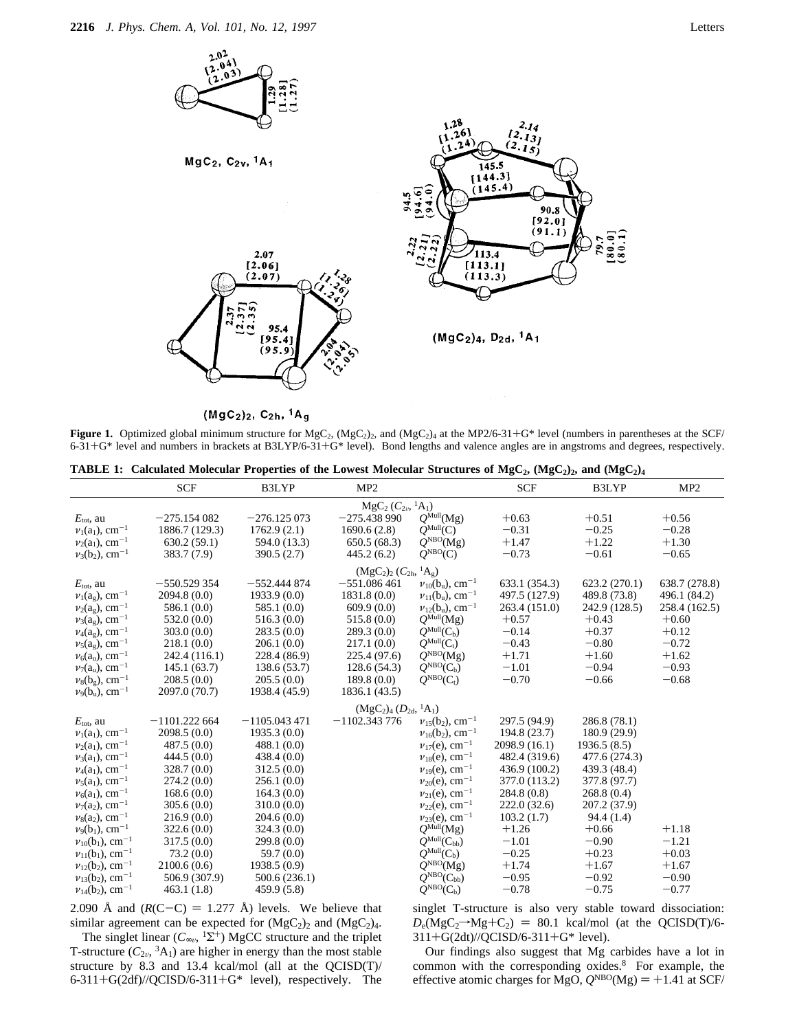**Figure 1.** Optimized global minimum structure for $MgC_2$, $(MgC_2)_2$, and $(MgC_2)_4$ at the MP2/6-31+G* level (numbers in parentheses at the SCF/6-31+G* level and numbers in brackets at B3LYP/6-31+G* level). Bond lengths and valence angles are in angstroms and degrees, respectively.

**TABLE 1: Calculated Molecular Properties of the Lowest Molecular Structures of $MgC_2$, $(MgC_2)_2$, and $(MgC_2)_4$**

| | SCF | B3LYP | MP2 | | SCF | B3LYP | MP2 |
|---|---|---|---|---|---|---|---|
| | | | $MgC_2$ ($C_{2v}$, $^1A_1$) | | | | |
| $E_{tot}$, au | −275.154 082 | −276.125 073 | −275.438 990 | $Q^{Mull}(Mg)$ | +0.63 | +0.51 | +0.56 |
| $\nu_1(a_1)$, cm$^{-1}$ | 1886.7 (129.3) | 1762.9 (2.1) | 1690.6 (2.8) | $Q^{Mull}(C)$ | −0.31 | −0.25 | −0.28 |
| $\nu_2(a_1)$, cm$^{-1}$ | 630.2 (59.1) | 594.0 (13.3) | 650.5 (68.3) | $Q^{NBO}(Mg)$ | +1.47 | +1.22 | +1.30 |
| $\nu_3(b_2)$, cm$^{-1}$ | 383.7 (7.9) | 390.5 (2.7) | 445.2 (6.2) | $Q^{NBO}(C)$ | −0.73 | −0.61 | −0.65 |
| | | | $(MgC_2)_2$ ($C_{2h}$, $^1A_g$) | | | | |
| $E_{tot}$, au | −550.529 354 | −552.444 874 | −551.086 461 | $\nu_{10}(b_u)$, cm$^{-1}$ | 633.1 (354.3) | 623.2 (270.1) | 638.7 (278.8) |
| $\nu_1(a_g)$, cm$^{-1}$ | 2094.8 (0.0) | 1933.9 (0.0) | 1831.8 (0.0) | $\nu_{11}(b_u)$, cm$^{-1}$ | 497.5 (127.9) | 489.8 (73.8) | 496.1 (84.2) |
| $\nu_2(a_g)$, cm$^{-1}$ | 586.1 (0.0) | 585.1 (0.0) | 609.9 (0.0) | $\nu_{12}(b_u)$, cm$^{-1}$ | 263.4 (151.0) | 242.9 (128.5) | 258.4 (162.5) |
| $\nu_3(a_g)$, cm$^{-1}$ | 532.0 (0.0) | 516.3 (0.0) | 515.8 (0.0) | $Q^{Mull}(Mg)$ | +0.57 | +0.43 | +0.60 |
| $\nu_4(a_g)$, cm$^{-1}$ | 303.0 (0.0) | 283.5 (0.0) | 289.3 (0.0) | $Q^{Mull}(C_b)$ | −0.14 | +0.37 | +0.12 |
| $\nu_5(a_g)$, cm$^{-1}$ | 218.1 (0.0) | 206.1 (0.0) | 217.1 (0.0) | $Q^{Mull}(C_t)$ | −0.43 | −0.80 | −0.72 |
| $\nu_6(a_u)$, cm$^{-1}$ | 242.4 (116.1) | 228.4 (86.9) | 225.4 (97.6) | $Q^{NBO}(Mg)$ | +1.71 | +1.60 | +1.62 |
| $\nu_7(a_u)$, cm$^{-1}$ | 145.1 (63.7) | 138.6 (53.7) | 128.6 (54.3) | $Q^{NBO}(C_b)$ | −1.01 | −0.94 | −0.93 |
| $\nu_8(b_g)$, cm$^{-1}$ | 208.5 (0.0) | 205.5 (0.0) | 189.8 (0.0) | $Q^{NBO}(C_t)$ | −0.70 | −0.66 | −0.68 |
| $\nu_9(b_u)$, cm$^{-1}$ | 2097.0 (70.7) | 1938.4 (45.9) | 1836.1 (43.5) | | | | |
| | | | $(MgC_2)_4$ ($D_{2d}$, $^1A_1$) | | | | |
| $E_{tot}$, au | −1101.222 664 | −1105.043 471 | −1102.343 776 | $\nu_{15}(b_2)$, cm$^{-1}$ | 297.5 (94.9) | 286.8 (78.1) | |
| $\nu_1(a_1)$, cm$^{-1}$ | 2098.5 (0.0) | 1935.3 (0.0) | | $\nu_{16}(b_2)$, cm$^{-1}$ | 194.8 (23.7) | 180.9 (29.9) | |
| $\nu_2(a_1)$, cm$^{-1}$ | 487.5 (0.0) | 488.1 (0.0) | | $\nu_{17}(e)$, cm$^{-1}$ | 2098.9 (16.1) | 1936.5 (8.5) | |
| $\nu_3(a_1)$, cm$^{-1}$ | 444.5 (0.0) | 438.4 (0.0) | | $\nu_{18}(e)$, cm$^{-1}$ | 482.4 (319.6) | 477.6 (274.3) | |
| $\nu_4(a_1)$, cm$^{-1}$ | 328.7 (0.0) | 312.5 (0.0) | | $\nu_{19}(e)$, cm$^{-1}$ | 436.9 (100.2) | 439.3 (48.4) | |
| $\nu_5(a_1)$, cm$^{-1}$ | 274.2 (0.0) | 256.1 (0.0) | | $\nu_{20}(e)$, cm$^{-1}$ | 377.0 (113.2) | 377.8 (97.7) | |
| $\nu_6(a_1)$, cm$^{-1}$ | 168.6 (0.0) | 164.3 (0.0) | | $\nu_{21}(e)$, cm$^{-1}$ | 284.8 (0.8) | 268.8 (0.4) | |
| $\nu_7(a_2)$, cm$^{-1}$ | 305.6 (0.0) | 310.0 (0.0) | | $\nu_{22}(e)$, cm$^{-1}$ | 222.0 (32.6) | 207.2 (37.9) | |
| $\nu_8(a_2)$, cm$^{-1}$ | 216.9 (0.0) | 204.6 (0.0) | | $\nu_{23}(e)$, cm$^{-1}$ | 103.2 (1.7) | 94.4 (1.4) | |
| $\nu_9(b_1)$, cm$^{-1}$ | 322.6 (0.0) | 324.3 (0.0) | | $Q^{Mull}(Mg)$ | +1.26 | +0.66 | +1.18 |
| $\nu_{10}(b_1)$, cm$^{-1}$ | 317.5 (0.0) | 299.8 (0.0) | | $Q^{Mull}(C_{bb})$ | −1.01 | −0.90 | −1.21 |
| $\nu_{11}(b_1)$, cm$^{-1}$ | 73.2 (0.0) | 59.7 (0.0) | | $Q^{Mull}(C_b)$ | −0.25 | +0.23 | +0.03 |
| $\nu_{12}(b_2)$, cm$^{-1}$ | 2100.6 (0.6) | 1938.5 (0.9) | | $Q^{NBO}(Mg)$ | +1.74 | +1.67 | +1.67 |
| $\nu_{13}(b_2)$, cm$^{-1}$ | 506.9 (307.9) | 500.6 (236.1) | | $Q^{NBO}(C_{bb})$ | −0.95 | −0.92 | −0.90 |
| $\nu_{14}(b_2)$, cm$^{-1}$ | 463.1 (1.8) | 459.9 (5.8) | | $Q^{NBO}(C_b)$ | −0.78 | −0.75 | −0.77 |

2.090 Å and ($R$(C−C) = 1.277 Å) levels. We believe that similar agreement can be expected for $(MgC_2)_2$ and $(MgC_2)_4$.

The singlet linear ($C_{\infty v}$, $^1\Sigma^+$) MgCC structure and the triplet T-structure ($C_{2v}$, $^3A_1$) are higher in energy than the most stable structure by 8.3 and 13.4 kcal/mol (all at the QCISD(T)/6-311+G(2df)//QCISD/6-311+G* level), respectively. The singlet T-structure is also very stable toward dissociation: $D_e(MgC_2 \rightarrow Mg + C_2)$ = 80.1 kcal/mol (at the QCISD(T)/6-311+G(2dt)//QCISD/6-311+G* level).

Our findings also suggest that Mg carbides have a lot in common with the corresponding oxides.[8] For example, the effective atomic charges for MgO, $Q^{NBO}(Mg)$ = +1.41 at SCF/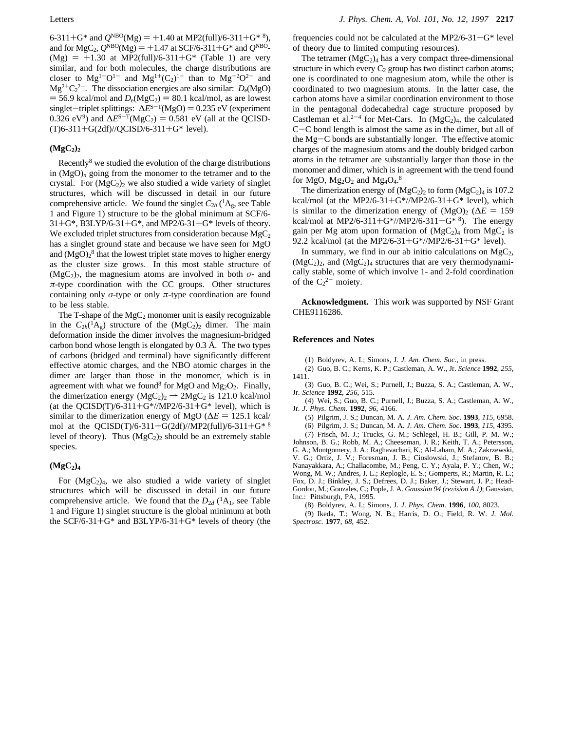6-311+G* and $Q^{NBO}(Mg) = +1.40$ at MP2(full)/6-311+G* [8]), and for $MgC_2$, $Q^{NBO}(Mg) = +1.47$ at SCF/6-311+G* and $Q^{NBO}(Mg) = +1.30$ at MP2(full)/6-311+G* (Table 1) are very similar, and for both molecules, the charge distributions are closer to $Mg^{1+}O^{1-}$ and $Mg^{1+}(C_2)^{1-}$ than to $Mg^{+2}O^{2-}$ and $Mg^{2+}C_2^{2-}$. The dissociation energies are also similar: $D_e$(MgO) = 56.9 kcal/mol and $D_e(MgC_2)$ = 80.1 kcal/mol, as are lowest singlet–triplet splittings: $\Delta E^{S-T}$(MgO) = 0.235 eV (experiment 0.326 eV[9]) and $\Delta E^{S-T}(MgC_2)$ = 0.581 eV (all at the QCISD-(T)6-311+G(2df)//QCISD/6-311+G* level).

## $(MgC_2)_2$

Recently[8] we studied the evolution of the charge distributions in $(MgO)_n$ going from the monomer to the tetramer and to the crystal. For $(MgC_2)_2$ we also studied a wide variety of singlet structures, which will be discussed in detail in our future comprehensive article. We found the singlet $C_{2h}$ ($^1A_g$, see Table 1 and Figure 1) structure to be the global minimum at SCF/6-31+G*, B3LYP/6-31+G*, and MP2/6-31+G* levels of theory. We excluded triplet structures from consideration because $MgC_2$ has a singlet ground state and because we have seen for MgO and $(MgO)_2$[8] that the lowest triplet state moves to higher energy as the cluster size grows. In this most stable structure of $(MgC_2)_2$, the magnesium atoms are involved in both $\sigma$- and $\pi$-type coordination with the CC groups. Other structures containing only $\sigma$-type or only $\pi$-type coordination are found to be less stable.

The T-shape of the $MgC_2$ monomer unit is easily recognizable in the $C_{2h}(^1A_g)$ structure of the $(MgC_2)_2$ dimer. The main deformation inside the dimer involves the magnesium-bridged carbon bond whose length is elongated by 0.3 Å. The two types of carbons (bridged and terminal) have significantly different effective atomic charges, and the NBO atomic charges in the dimer are larger than those in the monomer, which is in agreement with what we found[8] for MgO and $Mg_2O_2$. Finally, the dimerization energy $(MgC_2)_2 \rightarrow 2MgC_2$ is 121.0 kcal/mol (at the QCISD(T)/6-311+G*//MP2/6-31+G* level), which is similar to the dimerization energy of MgO ($\Delta E$ = 125.1 kcal/mol at the QCISD(T)/6-311+G(2df)//MP2(full)/6-311+G* [8] level of theory). Thus $(MgC_2)_2$ should be an extremely stable species.

## $(MgC_2)_4$

For $(MgC_2)_4$, we also studied a wide variety of singlet structures which will be discussed in detail in our future comprehensive article. We found that the $D_{2d}$ ($^1A_1$, see Table 1 and Figure 1) singlet structure is the global minimum at both the SCF/6-31+G* and B3LYP/6-31+G* levels of theory (the frequencies could not be calculated at the MP2/6-31+G* level of theory due to limited computing resources).

The tetramer $(MgC_2)_4$ has a very compact three-dimensional structure in which every $C_2$ group has two distinct carbon atoms; one is coordinated to one magnesium atom, while the other is coordinated to two magnesium atoms. In the latter case, the carbon atoms have a similar coordination environment to those in the pentagonal dodecahedral cage structure proposed by Castleman et al.[2–4] for Met-Cars. In $(MgC_2)_4$, the calculated C–C bond length is almost the same as in the dimer, but all of the Mg–C bonds are substantially longer. The effective atomic charges of the magnesium atoms and the doubly bridged carbon atoms in the tetramer are substantially larger than those in the monomer and dimer, which is in agreement with the trend found for MgO, $Mg_2O_2$ and $Mg_4O_4$.[8]

The dimerization energy of $(MgC_2)_2$ to form $(MgC_2)_4$ is 107.2 kcal/mol (at the MP2/6-31+G*//MP2/6-31+G* level), which is similar to the dimerization energy of $(MgO)_2$ ($\Delta E$ = 159 kcal/mol at MP2/6-311+G*//MP2/6-311+G* [8]). The energy gain per Mg atom upon formation of $(MgC_2)_4$ from $MgC_2$ is 92.2 kcal/mol (at the MP2/6-31+G*//MP2/6-31+G* level).

In summary, we find in our ab initio calculations on $MgC_2$, $(MgC_2)_2$, and $(MgC_2)_4$ structures that are very thermodynamically stable, some of which involve 1- and 2-fold coordination of the $C_2^{2-}$ moiety.

**Acknowledgment.** This work was supported by NSF Grant CHE9116286.

## References and Notes

(1) Boldyrev, A. I.; Simons, J. *J. Am. Chem. Soc.*, in press.

(2) Guo, B. C.; Kerns, K. P.; Castleman, A. W., Jr. *Science* **1992**, *255*, 1411.

(3) Guo, B. C.; Wei, S.; Purnell, J.; Buzza, S. A.; Castleman, A. W., Jr. *Science* **1992**, *256*, 515.

(4) Wei, S.; Guo, B. C.; Purnell, J.; Buzza, S. A.; Castleman, A. W., Jr. *J. Phys. Chem.* **1992**, *96*, 4166.

(5) Pilgrim, J. S.; Duncan, M. A. *J. Am. Chem. Soc.* **1993**, *115*, 6958.

(6) Pilgrim, J. S.; Duncan, M. A. *J. Am. Chem. Soc.* **1993**, *115*, 4395.

(7) Frisch, M. J.; Trucks, G. M.; Schlegel, H. B.; Gill, P. M. W.; Johnson, B. G.; Robb, M. A.; Cheeseman, J. R.; Keith, T. A.; Petersson, G. A.; Montgomery, J. A.; Raghavachari, K.; Al-Laham, M. A.; Zakrzewski, V. G.; Ortiz, J. V.; Foresman, J. B.; Cioslowski, J.; Stefanov, B. B.; Nanayakkara, A.; Challacombe, M.; Peng, C. Y.; Ayala, P. Y.; Chen, W.; Wong, M. W.; Andres, J. L.; Replogle, E. S.; Gomperts, R.; Martin, R. L.; Fox, D. J.; Binkley, J. S.; Defrees, D. J.; Baker, J.; Stewart, J. P.; Head-Gordon, M.; Gonzales, C.; Pople, J. A. *Gaussian 94 (revision A.1)*; Gaussian, Inc.: Pittsburgh, PA, 1995.

(8) Boldyrev, A. I.; Simons, J. *J. Phys. Chem.* **1996**, *100*, 8023.

(9) Ikeda, T.; Wong, N. B.; Harris, D. O.; Field, R. W. *J. Mol. Spectrosc.* **1977**, *68*, 452.